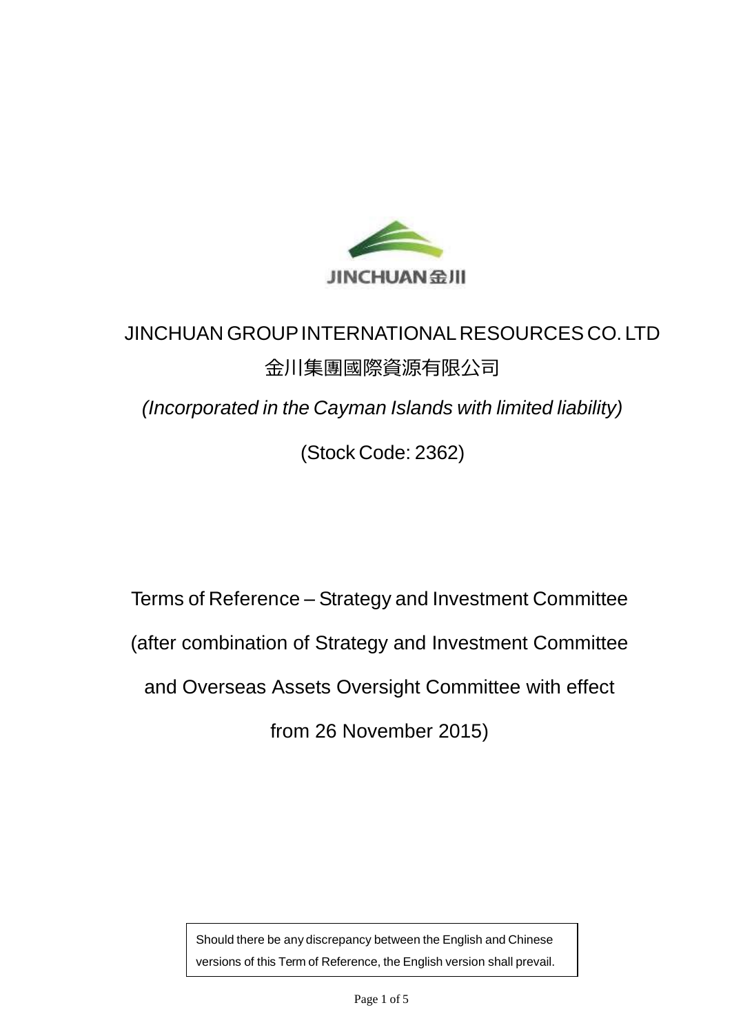# JINCHUAN GROUP INTERNATIONAL RESOURCES CO. LTD

# 金川集團國際資源有限公司

*(Incorporated in the Cayman Islands with limited liability)*

(Stock Code: 2362)

## Terms of Reference – Strategy and Investment Committee

## (after combination of Strategy and Investment Committee and Overseas Assets Oversight Committee with effect from 26 November 2015)

Should there be any discrepancy between the English and Chinese versions of this Term of Reference, the English version shall prevail.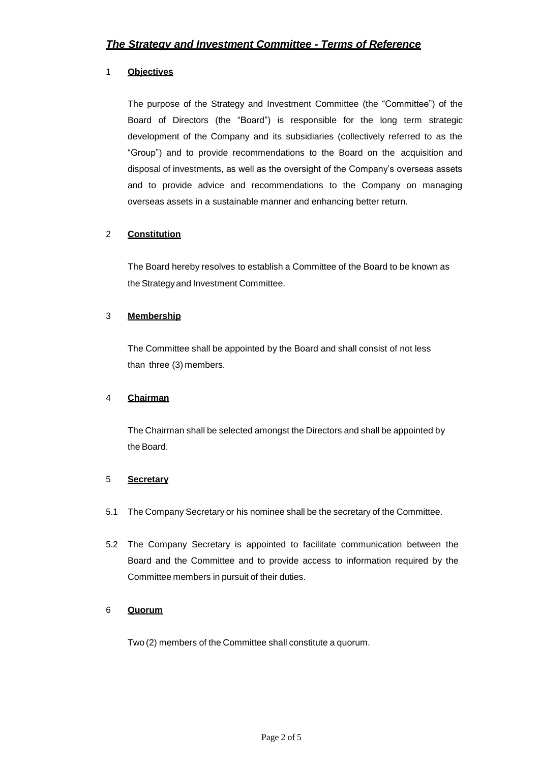# *The Strategy and Investment Committee - Terms of Reference*

## 1 **Objectives**

The purpose of the Strategy and Investment Committee (the "Committee") of the Board of Directors (the "Board") is responsible for the long term strategic development of the Company and its subsidiaries (collectively referred to as the "Group") and to provide recommendations to the Board on the acquisition and disposal of investments, as well as the oversight of the Company's overseas assets and to provide advice and recommendations to the Company on managing overseas assets in a sustainable manner and enhancing better return.

## 2 **Constitution**

The Board hereby resolves to establish a Committee of the Board to be known as the Strategy and Investment Committee.

## 3 **Membership**

The Committee shall be appointed by the Board and shall consist of not less than three (3) members.

## 4 **Chairman**

The Chairman shall be selected amongst the Directors and shall be appointed by the Board.

## 5 **Secretary**

5.1 The Company Secretary or his nominee shall be the secretary of the Committee.

5.2 The Company Secretary is appointed to facilitate communication between the Board and the Committee and to provide access to information required by the Committee members in pursuit of their duties.

## 6 **Quorum**

Two (2) members of the Committee shall constitute a quorum.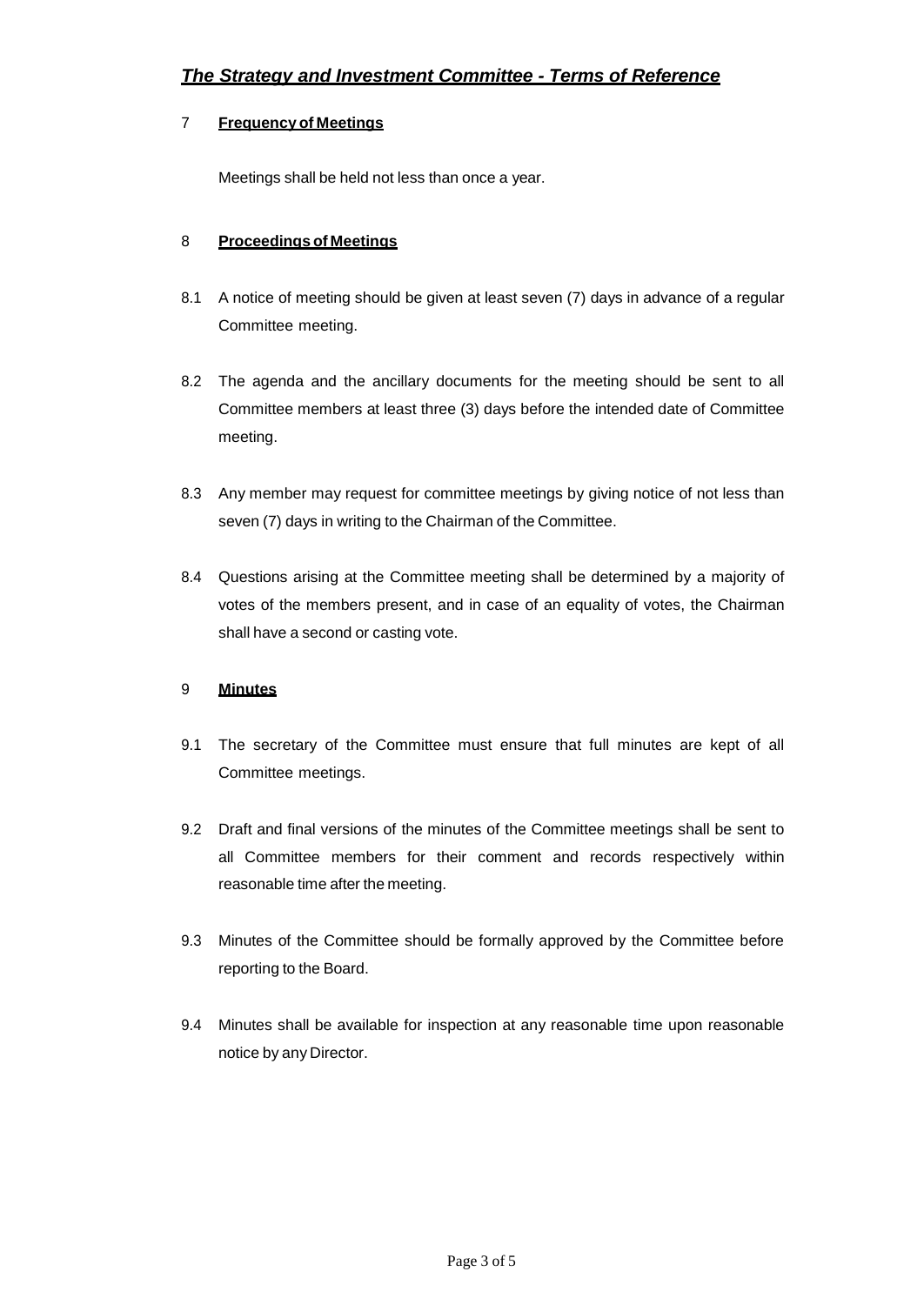## 7 **Frequency of Meetings**

Meetings shall be held not less than once a year.

## 8 **Proceedings of Meetings**

8.1 A notice of meeting should be given at least seven (7) days in advance of a regular Committee meeting.

8.2 The agenda and the ancillary documents for the meeting should be sent to all Committee members at least three (3) days before the intended date of Committee meeting.

8.3 Any member may request for committee meetings by giving notice of not less than seven (7) days in writing to the Chairman of the Committee.

8.4 Questions arising at the Committee meeting shall be determined by a majority of votes of the members present, and in case of an equality of votes, the Chairman shall have a second or casting vote.

## 9 **Minutes**

9.1 The secretary of the Committee must ensure that full minutes are kept of all Committee meetings.

9.2 Draft and final versions of the minutes of the Committee meetings shall be sent to all Committee members for their comment and records respectively within reasonable time after the meeting.

9.3 Minutes of the Committee should be formally approved by the Committee before reporting to the Board.

9.4 Minutes shall be available for inspection at any reasonable time upon reasonable notice by any Director.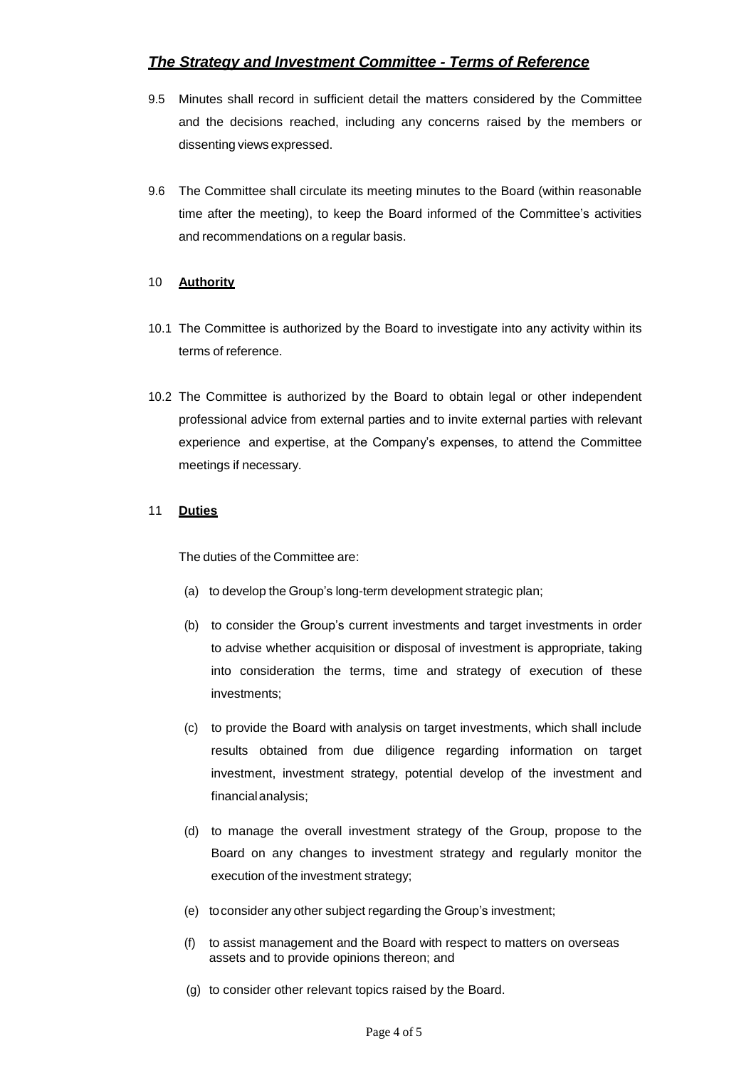9.5 Minutes shall record in sufficient detail the matters considered by the Committee and the decisions reached, including any concerns raised by the members or dissenting views expressed.

9.6 The Committee shall circulate its meeting minutes to the Board (within reasonable time after the meeting), to keep the Board informed of the Committee's activities and recommendations on a regular basis.

## 10 **Authority**

10.1 The Committee is authorized by the Board to investigate into any activity within its terms of reference.

10.2 The Committee is authorized by the Board to obtain legal or other independent professional advice from external parties and to invite external parties with relevant experience and expertise, at the Company's expenses, to attend the Committee meetings if necessary.

## 11 **Duties**

The duties of the Committee are:

(a) to develop the Group's long-term development strategic plan;

(b) to consider the Group's current investments and target investments in order to advise whether acquisition or disposal of investment is appropriate, taking into consideration the terms, time and strategy of execution of these investments;

(c) to provide the Board with analysis on target investments, which shall include results obtained from due diligence regarding information on target investment, investment strategy, potential develop of the investment and financial analysis;

(d) to manage the overall investment strategy of the Group, propose to the Board on any changes to investment strategy and regularly monitor the execution of the investment strategy;

(e) to consider any other subject regarding the Group's investment;

(f) to assist management and the Board with respect to matters on overseas assets and to provide opinions thereon; and

(g) to consider other relevant topics raised by the Board.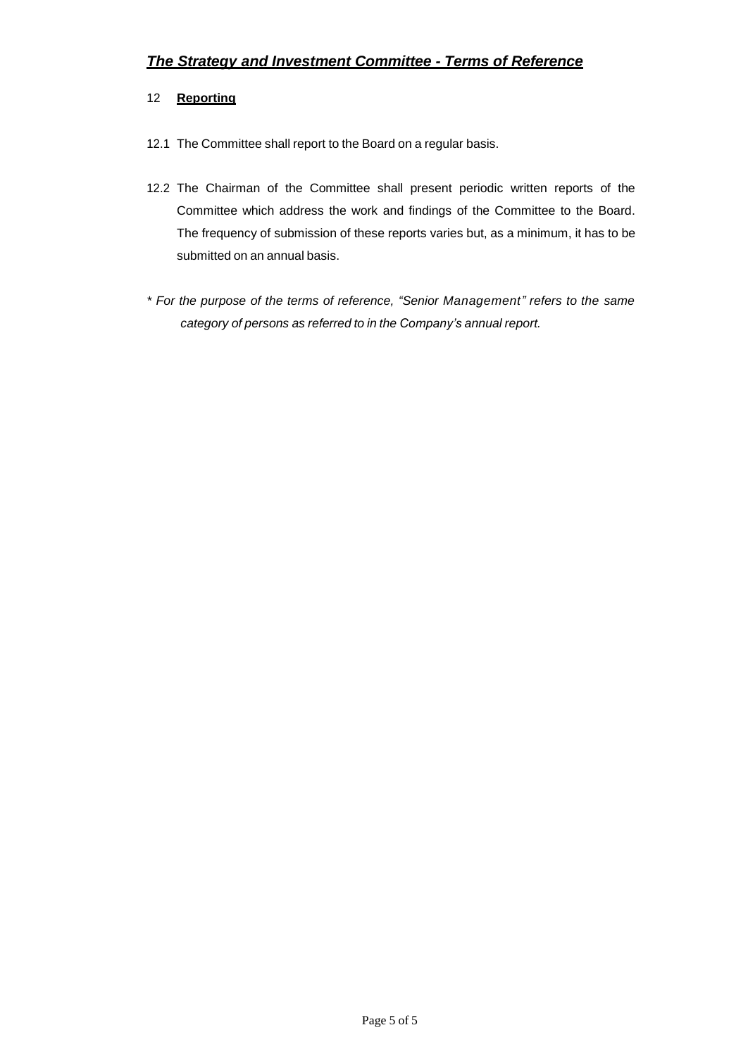## 12 **Reporting**

12.1 The Committee shall report to the Board on a regular basis.

12.2 The Chairman of the Committee shall present periodic written reports of the Committee which address the work and findings of the Committee to the Board. The frequency of submission of these reports varies but, as a minimum, it has to be submitted on an annual basis.

*\* For the purpose of the terms of reference, "Senior Management" refers to the same category of persons as referred to in the Company's annual report.*